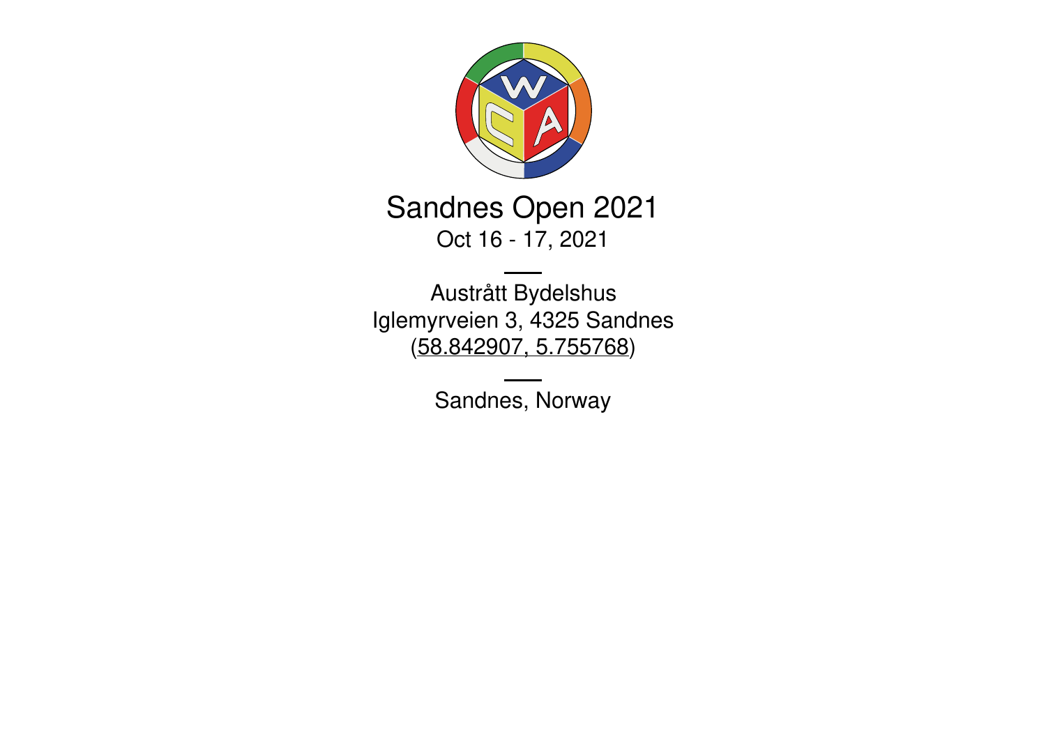# Sandnes Open 2021

Oct 16 - 17, 2021

---

Austrått Bydelshus
Iglemyrveien 3, 4325 Sandnes
(58.842907, 5.755768)

---

Sandnes, Norway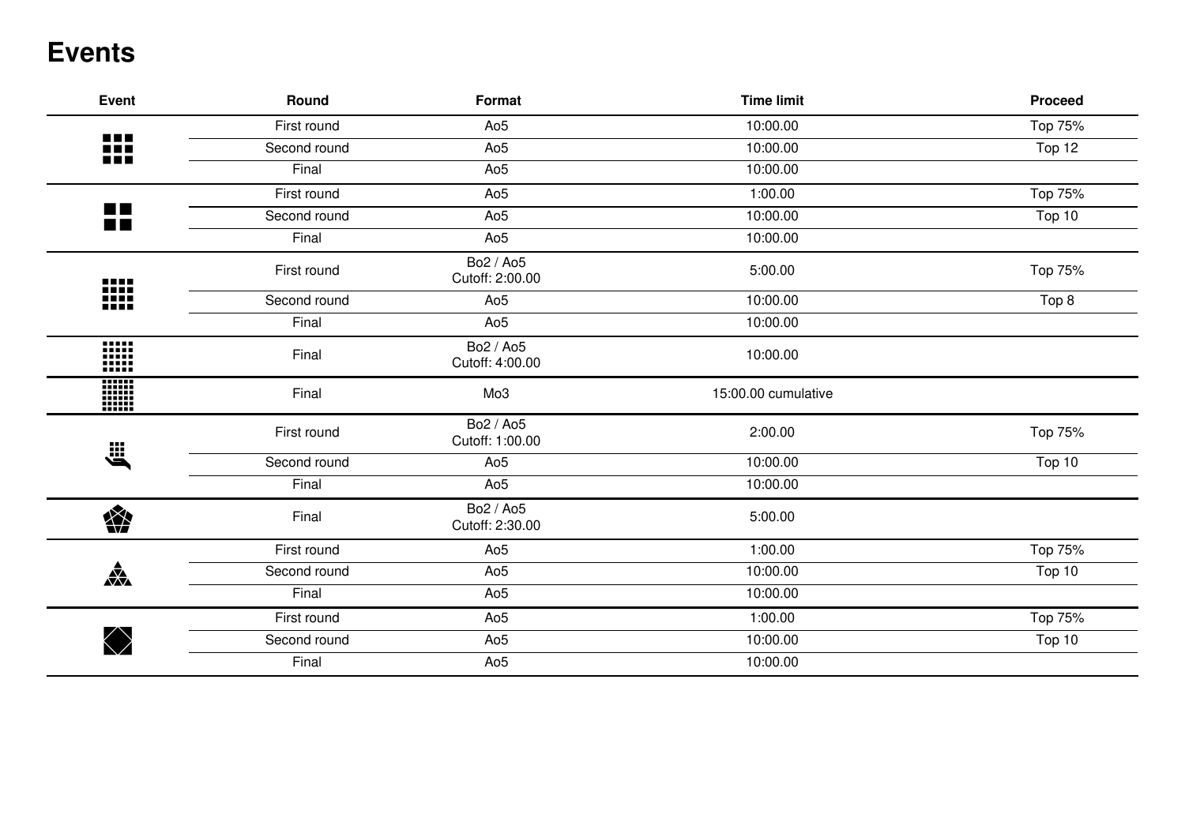# Events

| Event | Round | Format | Time limit | Proceed |
|---|---|---|---|---|
| | First round | Ao5 | 10:00.00 | Top 75% |
| | Second round | Ao5 | 10:00.00 | Top 12 |
| | Final | Ao5 | 10:00.00 | |
| | First round | Ao5 | 1:00.00 | Top 75% |
| | Second round | Ao5 | 10:00.00 | Top 10 |
| | Final | Ao5 | 10:00.00 | |
| | First round | Bo2 / Ao5<br>Cutoff: 2:00.00 | 5:00.00 | Top 75% |
| | Second round | Ao5 | 10:00.00 | Top 8 |
| | Final | Ao5 | 10:00.00 | |
| | Final | Bo2 / Ao5<br>Cutoff: 4:00.00 | 10:00.00 | |
| | Final | Mo3 | 15:00.00 cumulative | |
| | First round | Bo2 / Ao5<br>Cutoff: 1:00.00 | 2:00.00 | Top 75% |
| | Second round | Ao5 | 10:00.00 | Top 10 |
| | Final | Ao5 | 10:00.00 | |
| | Final | Bo2 / Ao5<br>Cutoff: 2:30.00 | 5:00.00 | |
| | First round | Ao5 | 1:00.00 | Top 75% |
| | Second round | Ao5 | 10:00.00 | Top 10 |
| | Final | Ao5 | 10:00.00 | |
| | First round | Ao5 | 1:00.00 | Top 75% |
| | Second round | Ao5 | 10:00.00 | Top 10 |
| | Final | Ao5 | 10:00.00 | |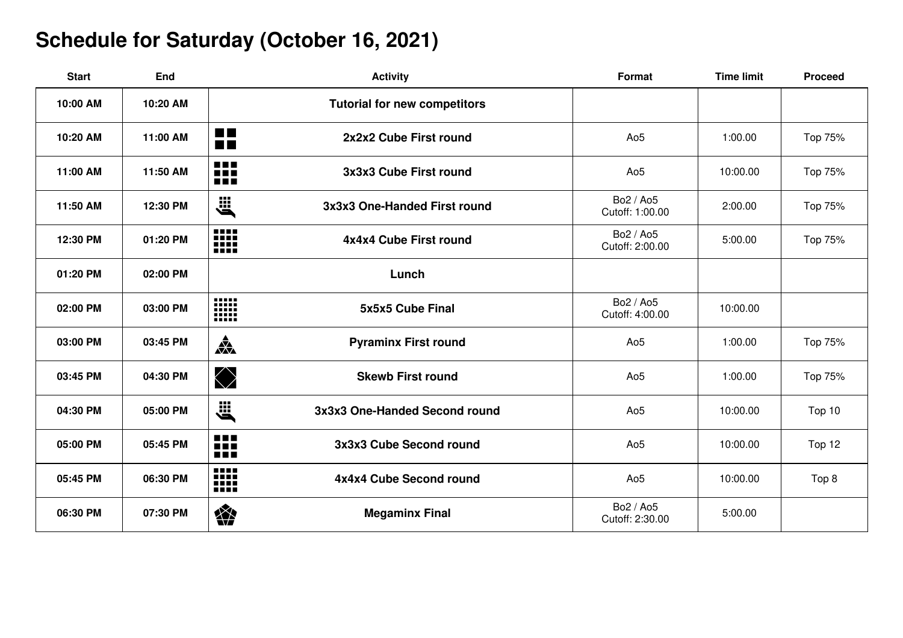# Schedule for Saturday (October 16, 2021)

| Start | End | Activity | Format | Time limit | Proceed |
|---|---|---|---|---|---|
| 10:00 AM | 10:20 AM | Tutorial for new competitors | | | |
| 10:20 AM | 11:00 AM | 2x2x2 Cube First round | Ao5 | 1:00.00 | Top 75% |
| 11:00 AM | 11:50 AM | 3x3x3 Cube First round | Ao5 | 10:00.00 | Top 75% |
| 11:50 AM | 12:30 PM | 3x3x3 One-Handed First round | Bo2 / Ao5 Cutoff: 1:00.00 | 2:00.00 | Top 75% |
| 12:30 PM | 01:20 PM | 4x4x4 Cube First round | Bo2 / Ao5 Cutoff: 2:00.00 | 5:00.00 | Top 75% |
| 01:20 PM | 02:00 PM | Lunch | | | |
| 02:00 PM | 03:00 PM | 5x5x5 Cube Final | Bo2 / Ao5 Cutoff: 4:00.00 | 10:00.00 | |
| 03:00 PM | 03:45 PM | Pyraminx First round | Ao5 | 1:00.00 | Top 75% |
| 03:45 PM | 04:30 PM | Skewb First round | Ao5 | 1:00.00 | Top 75% |
| 04:30 PM | 05:00 PM | 3x3x3 One-Handed Second round | Ao5 | 10:00.00 | Top 10 |
| 05:00 PM | 05:45 PM | 3x3x3 Cube Second round | Ao5 | 10:00.00 | Top 12 |
| 05:45 PM | 06:30 PM | 4x4x4 Cube Second round | Ao5 | 10:00.00 | Top 8 |
| 06:30 PM | 07:30 PM | Megaminx Final | Bo2 / Ao5 Cutoff: 2:30.00 | 5:00.00 | |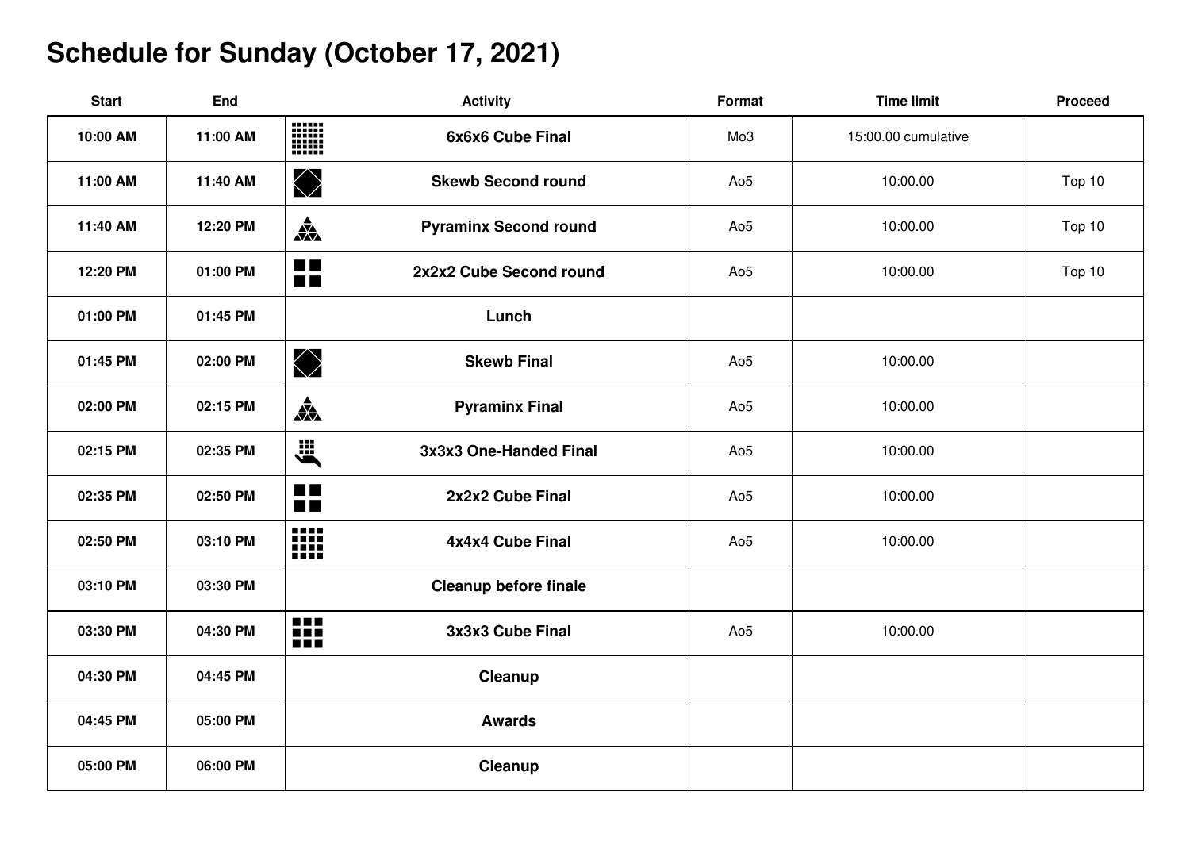# Schedule for Sunday (October 17, 2021)

| Start | End | Activity | Format | Time limit | Proceed |
|---|---|---|---|---|---|
| 10:00 AM | 11:00 AM | 6x6x6 Cube Final | Mo3 | 15:00.00 cumulative | |
| 11:00 AM | 11:40 AM | Skewb Second round | Ao5 | 10:00.00 | Top 10 |
| 11:40 AM | 12:20 PM | Pyraminx Second round | Ao5 | 10:00.00 | Top 10 |
| 12:20 PM | 01:00 PM | 2x2x2 Cube Second round | Ao5 | 10:00.00 | Top 10 |
| 01:00 PM | 01:45 PM | Lunch | | | |
| 01:45 PM | 02:00 PM | Skewb Final | Ao5 | 10:00.00 | |
| 02:00 PM | 02:15 PM | Pyraminx Final | Ao5 | 10:00.00 | |
| 02:15 PM | 02:35 PM | 3x3x3 One-Handed Final | Ao5 | 10:00.00 | |
| 02:35 PM | 02:50 PM | 2x2x2 Cube Final | Ao5 | 10:00.00 | |
| 02:50 PM | 03:10 PM | 4x4x4 Cube Final | Ao5 | 10:00.00 | |
| 03:10 PM | 03:30 PM | Cleanup before finale | | | |
| 03:30 PM | 04:30 PM | 3x3x3 Cube Final | Ao5 | 10:00.00 | |
| 04:30 PM | 04:45 PM | Cleanup | | | |
| 04:45 PM | 05:00 PM | Awards | | | |
| 05:00 PM | 06:00 PM | Cleanup | | | |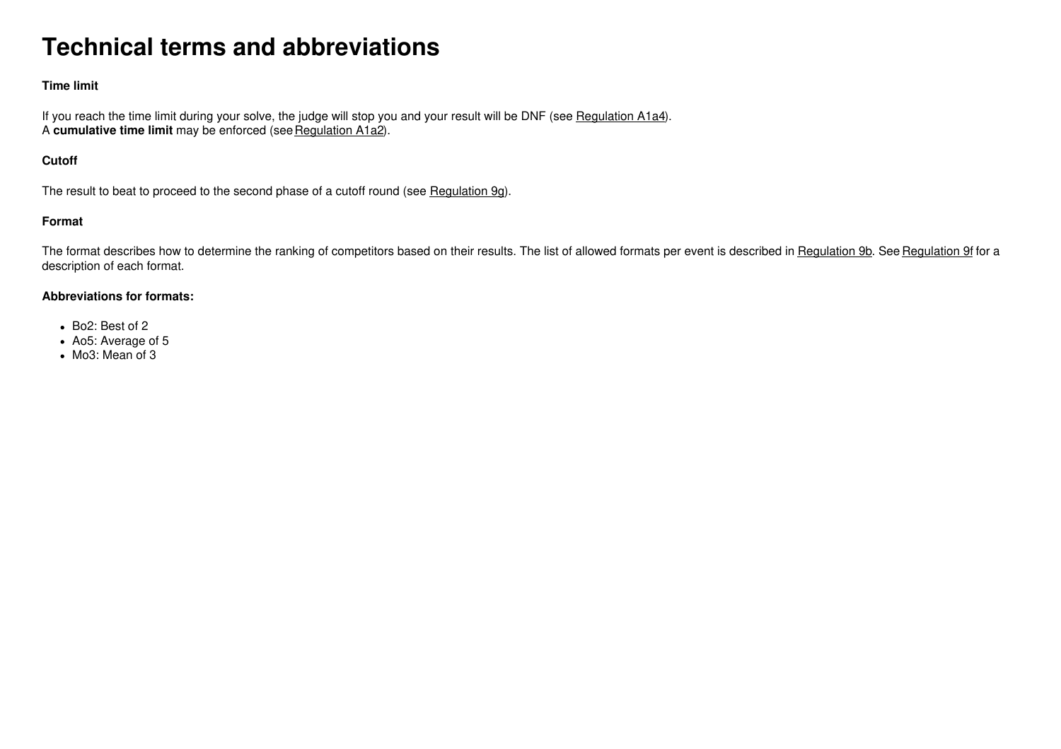# Technical terms and abbreviations

**Time limit**

If you reach the time limit during your solve, the judge will stop you and your result will be DNF (see Regulation A1a4).
A **cumulative time limit** may be enforced (see Regulation A1a2).

**Cutoff**

The result to beat to proceed to the second phase of a cutoff round (see Regulation 9g).

**Format**

The format describes how to determine the ranking of competitors based on their results. The list of allowed formats per event is described in Regulation 9b. See Regulation 9f for a description of each format.

**Abbreviations for formats:**

- Bo2: Best of 2
- Ao5: Average of 5
- Mo3: Mean of 3